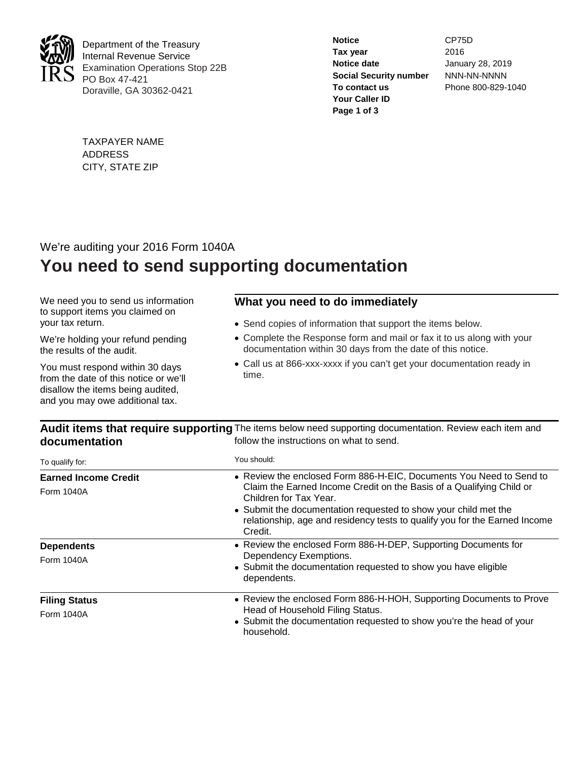Department of the Treasury
Internal Revenue Service
Examination Operations Stop 22B
PO Box 47-421
Doraville, GA 30362-0421

| | |
|---|---|
| **Notice** | CP75D |
| **Tax year** | 2016 |
| **Notice date** | January 28, 2019 |
| **Social Security number** | NNN-NN-NNNN |
| **To contact us** | Phone 800-829-1040 |
| **Your Caller ID** | |

TAXPAYER NAME
ADDRESS
CITY, STATE ZIP

We're auditing your 2016 Form 1040A

# You need to send supporting documentation

We need you to send us information to support items you claimed on your tax return.

We're holding your refund pending the results of the audit.

You must respond within 30 days from the date of this notice or we'll disallow the items being audited, and you may owe additional tax.

## What you need to do immediately

- Send copies of information that support the items below.
- Complete the Response form and mail or fax it to us along with your documentation within 30 days from the date of this notice.
- Call us at 866-xxx-xxxx if you can't get your documentation ready in time.

## Audit items that require supporting documentation

The items below need supporting documentation. Review each item and follow the instructions on what to send.

| To qualify for: | You should: |
|---|---|
| **Earned Income Credit**<br>Form 1040A | • Review the enclosed Form 886-H-EIC, Documents You Need to Send to Claim the Earned Income Credit on the Basis of a Qualifying Child or Children for Tax Year.<br>• Submit the documentation requested to show your child met the relationship, age and residency tests to qualify you for the Earned Income Credit. |
| **Dependents**<br>Form 1040A | • Review the enclosed Form 886-H-DEP, Supporting Documents for Dependency Exemptions.<br>• Submit the documentation requested to show you have eligible dependents. |
| **Filing Status**<br>Form 1040A | • Review the enclosed Form 886-H-HOH, Supporting Documents to Prove Head of Household Filing Status.<br>• Submit the documentation requested to show you're the head of your household. |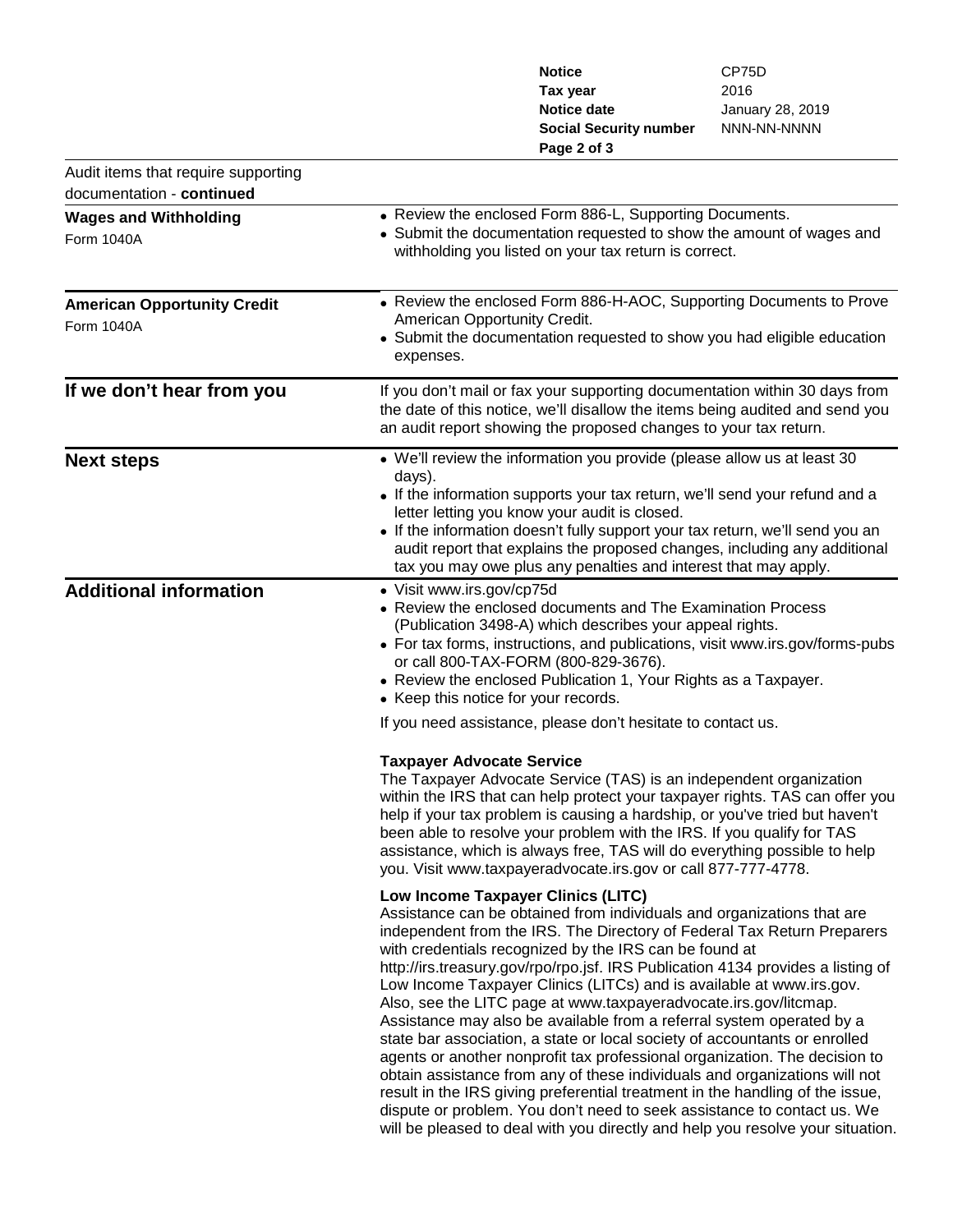| | |
|---|---|
| **Notice** | CP75D |
| **Tax year** | 2016 |
| **Notice date** | January 28, 2019 |
| **Social Security number** | NNN-NN-NNNN |

Audit items that require supporting documentation - **continued**

**Wages and Withholding**
Form 1040A

- Review the enclosed Form 886-L, Supporting Documents.
- Submit the documentation requested to show the amount of wages and withholding you listed on your tax return is correct.

**American Opportunity Credit**
Form 1040A

- Review the enclosed Form 886-H-AOC, Supporting Documents to Prove American Opportunity Credit.
- Submit the documentation requested to show you had eligible education expenses.

## If we don't hear from you

If you don't mail or fax your supporting documentation within 30 days from the date of this notice, we'll disallow the items being audited and send you an audit report showing the proposed changes to your tax return.

## Next steps

- We'll review the information you provide (please allow us at least 30 days).
- If the information supports your tax return, we'll send your refund and a letter letting you know your audit is closed.
- If the information doesn't fully support your tax return, we'll send you an audit report that explains the proposed changes, including any additional tax you may owe plus any penalties and interest that may apply.

## Additional information

- Visit www.irs.gov/cp75d
- Review the enclosed documents and The Examination Process (Publication 3498-A) which describes your appeal rights.
- For tax forms, instructions, and publications, visit www.irs.gov/forms-pubs or call 800-TAX-FORM (800-829-3676).
- Review the enclosed Publication 1, Your Rights as a Taxpayer.
- Keep this notice for your records.

If you need assistance, please don't hesitate to contact us.

**Taxpayer Advocate Service**
The Taxpayer Advocate Service (TAS) is an independent organization within the IRS that can help protect your taxpayer rights. TAS can offer you help if your tax problem is causing a hardship, or you've tried but haven't been able to resolve your problem with the IRS. If you qualify for TAS assistance, which is always free, TAS will do everything possible to help you. Visit www.taxpayeradvocate.irs.gov or call 877-777-4778.

**Low Income Taxpayer Clinics (LITC)**
Assistance can be obtained from individuals and organizations that are independent from the IRS. The Directory of Federal Tax Return Preparers with credentials recognized by the IRS can be found at http://irs.treasury.gov/rpo/rpo.jsf. IRS Publication 4134 provides a listing of Low Income Taxpayer Clinics (LITCs) and is available at www.irs.gov. Also, see the LITC page at www.taxpayeradvocate.irs.gov/litcmap. Assistance may also be available from a referral system operated by a state bar association, a state or local society of accountants or enrolled agents or another nonprofit tax professional organization. The decision to obtain assistance from any of these individuals and organizations will not result in the IRS giving preferential treatment in the handling of the issue, dispute or problem. You don't need to seek assistance to contact us. We will be pleased to deal with you directly and help you resolve your situation.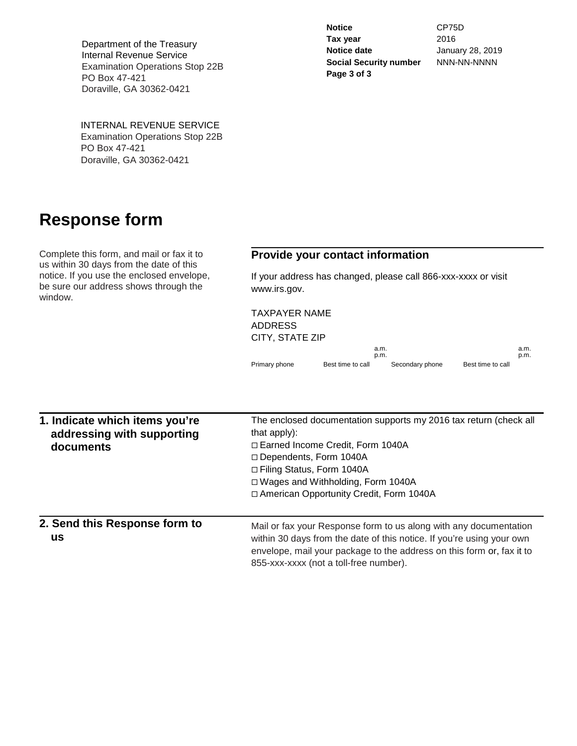Department of the Treasury
Internal Revenue Service
Examination Operations Stop 22B
PO Box 47-421
Doraville, GA 30362-0421

| | |
|---|---|
| **Notice** | CP75D |
| **Tax year** | 2016 |
| **Notice date** | January 28, 2019 |
| **Social Security number** | NNN-NN-NNNN |

INTERNAL REVENUE SERVICE
Examination Operations Stop 22B
PO Box 47-421
Doraville, GA 30362-0421

# Response form

Complete this form, and mail or fax it to us within 30 days from the date of this notice. If you use the enclosed envelope, be sure our address shows through the window.

## Provide your contact information

If your address has changed, please call 866-xxx-xxxx or visit www.irs.gov.

TAXPAYER NAME
ADDRESS
CITY, STATE ZIP

| Primary phone | Best time to call | a.m. p.m. | Secondary phone | Best time to call | a.m. p.m. |
|---|---|---|---|---|---|
| | | | | | |

## 1. Indicate which items you're addressing with supporting documents

The enclosed documentation supports my 2016 tax return (check all that apply):

- □ Earned Income Credit, Form 1040A
- □ Dependents, Form 1040A
- □ Filing Status, Form 1040A
- □ Wages and Withholding, Form 1040A
- □ American Opportunity Credit, Form 1040A

## 2. Send this Response form to us

Mail or fax your Response form to us along with any documentation within 30 days from the date of this notice. If you're using your own envelope, mail your package to the address on this form or, fax it to 855-xxx-xxxx (not a toll-free number).